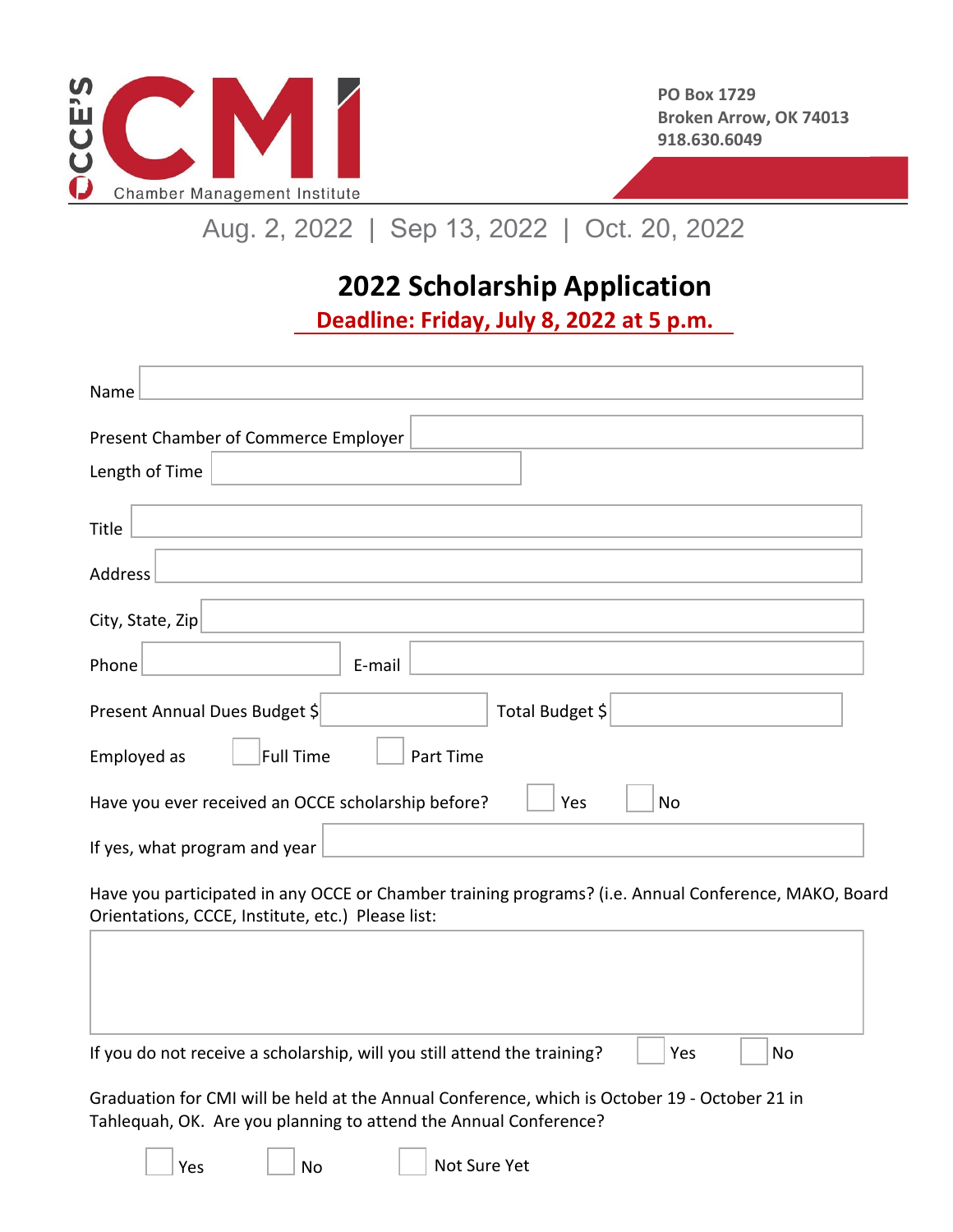OCCE'S CMI Chamber Management Institute

PO Box 1729
Broken Arrow, OK 74013
918.630.6049

Aug. 2, 2022 | Sep 13, 2022 | Oct. 20, 2022

# 2022 Scholarship Application

**Deadline: Friday, July 8, 2022 at 5 p.m.**

Name

Present Chamber of Commerce Employer

Length of Time

Title

Address

City, State, Zip

Phone E-mail

Present Annual Dues Budget $ Total Budget $

Employed as ☐ Full Time ☐ Part Time

Have you ever received an OCCE scholarship before? ☐ Yes ☐ No

If yes, what program and year

Have you participated in any OCCE or Chamber training programs? (i.e. Annual Conference, MAKO, Board Orientations, CCCE, Institute, etc.) Please list:

If you do not receive a scholarship, will you still attend the training? ☐ Yes ☐ No

Graduation for CMI will be held at the Annual Conference, which is October 19 - October 21 in Tahlequah, OK. Are you planning to attend the Annual Conference?

☐ Yes ☐ No ☐ Not Sure Yet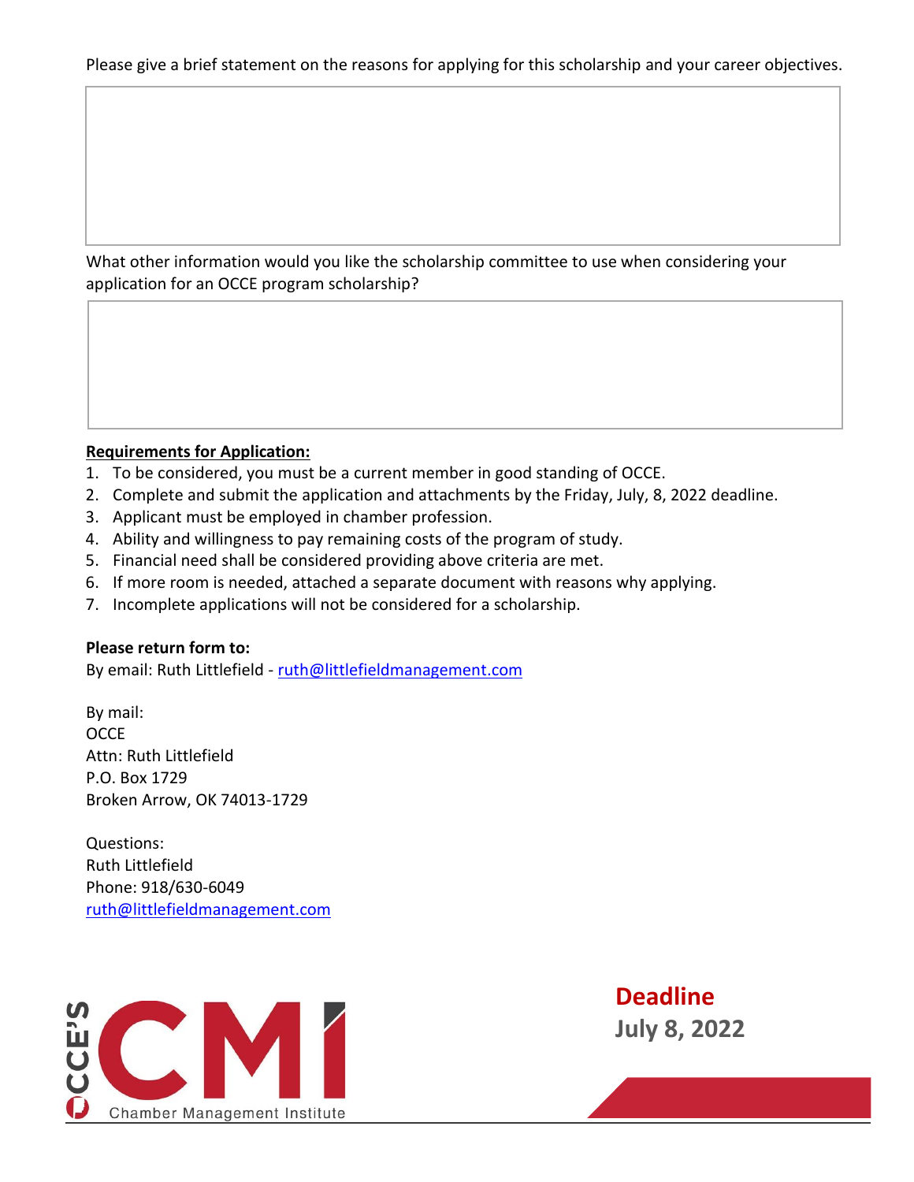Please give a brief statement on the reasons for applying for this scholarship and your career objectives.

What other information would you like the scholarship committee to use when considering your application for an OCCE program scholarship?

**Requirements for Application:**

1. To be considered, you must be a current member in good standing of OCCE.
2. Complete and submit the application and attachments by the Friday, July, 8, 2022 deadline.
3. Applicant must be employed in chamber profession.
4. Ability and willingness to pay remaining costs of the program of study.
5. Financial need shall be considered providing above criteria are met.
6. If more room is needed, attached a separate document with reasons why applying.
7. Incomplete applications will not be considered for a scholarship.

**Please return form to:**

By email: Ruth Littlefield - ruth@littlefieldmanagement.com

By mail:
OCCE
Attn: Ruth Littlefield
P.O. Box 1729
Broken Arrow, OK 74013-1729

Questions:
Ruth Littlefield
Phone: 918/630-6049
ruth@littlefieldmanagement.com

OCCE'S CMI Chamber Management Institute

**Deadline**
**July 8, 2022**